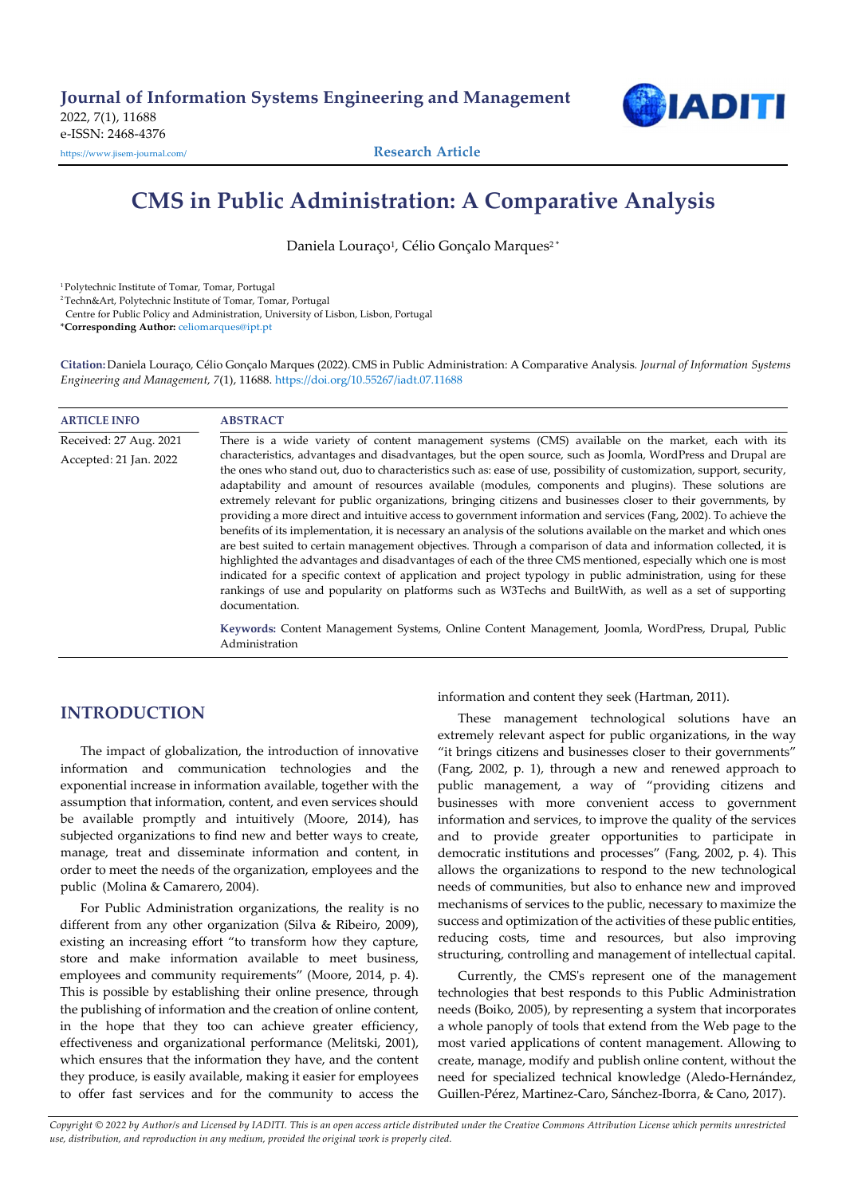# CMS in Public Administration: A Comparative Analysis

Daniela Louraço[1], Célio Gonçalo Marques[2*]

[1] Polytechnic Institute of Tomar, Tomar, Portugal
[2] Techn&Art, Polytechnic Institute of Tomar, Tomar, Portugal
Centre for Public Policy and Administration, University of Lisbon, Lisbon, Portugal
***Corresponding Author:** celiomarques@ipt.pt

**Citation:** Daniela Louraço, Célio Gonçalo Marques (2022). CMS in Public Administration: A Comparative Analysis. *Journal of Information Systems Engineering and Management, 7*(1), 11688. https://doi.org/10.55267/iadt.07.11688

**ARTICLE INFO**

Received: 27 Aug. 2021
Accepted: 21 Jan. 2022

**ABSTRACT**

There is a wide variety of content management systems (CMS) available on the market, each with its characteristics, advantages and disadvantages, but the open source, such as Joomla, WordPress and Drupal are the ones who stand out, duo to characteristics such as: ease of use, possibility of customization, support, security, adaptability and amount of resources available (modules, components and plugins). These solutions are extremely relevant for public organizations, bringing citizens and businesses closer to their governments, by providing a more direct and intuitive access to government information and services (Fang, 2002). To achieve the benefits of its implementation, it is necessary an analysis of the solutions available on the market and which ones are best suited to certain management objectives. Through a comparison of data and information collected, it is highlighted the advantages and disadvantages of each of the three CMS mentioned, especially which one is most indicated for a specific context of application and project typology in public administration, using for these rankings of use and popularity on platforms such as W3Techs and BuiltWith, as well as a set of supporting documentation.

**Keywords:** Content Management Systems, Online Content Management, Joomla, WordPress, Drupal, Public Administration

## INTRODUCTION

The impact of globalization, the introduction of innovative information and communication technologies and the exponential increase in information available, together with the assumption that information, content, and even services should be available promptly and intuitively (Moore, 2014), has subjected organizations to find new and better ways to create, manage, treat and disseminate information and content, in order to meet the needs of the organization, employees and the public (Molina & Camarero, 2004).

For Public Administration organizations, the reality is no different from any other organization (Silva & Ribeiro, 2009), existing an increasing effort "to transform how they capture, store and make information available to meet business, employees and community requirements" (Moore, 2014, p. 4). This is possible by establishing their online presence, through the publishing of information and the creation of online content, in the hope that they too can achieve greater efficiency, effectiveness and organizational performance (Melitski, 2001), which ensures that the information they have, and the content they produce, is easily available, making it easier for employees to offer fast services and for the community to access the information and content they seek (Hartman, 2011).

These management technological solutions have an extremely relevant aspect for public organizations, in the way "it brings citizens and businesses closer to their governments" (Fang, 2002, p. 1), through a new and renewed approach to public management, a way of "providing citizens and businesses with more convenient access to government information and services, to improve the quality of the services and to provide greater opportunities to participate in democratic institutions and processes" (Fang, 2002, p. 4). This allows the organizations to respond to the new technological needs of communities, but also to enhance new and improved mechanisms of services to the public, necessary to maximize the success and optimization of the activities of these public entities, reducing costs, time and resources, but also improving structuring, controlling and management of intellectual capital.

Currently, the CMS's represent one of the management technologies that best responds to this Public Administration needs (Boiko, 2005), by representing a system that incorporates a whole panoply of tools that extend from the Web page to the most varied applications of content management. Allowing to create, manage, modify and publish online content, without the need for specialized technical knowledge (Aledo-Hernández, Guillen-Pérez, Martinez-Caro, Sánchez-Iborra, & Cano, 2017).

*Copyright © 2022 by Author/s and Licensed by IADITI. This is an open access article distributed under the Creative Commons Attribution License which permits unrestricted use, distribution, and reproduction in any medium, provided the original work is properly cited.*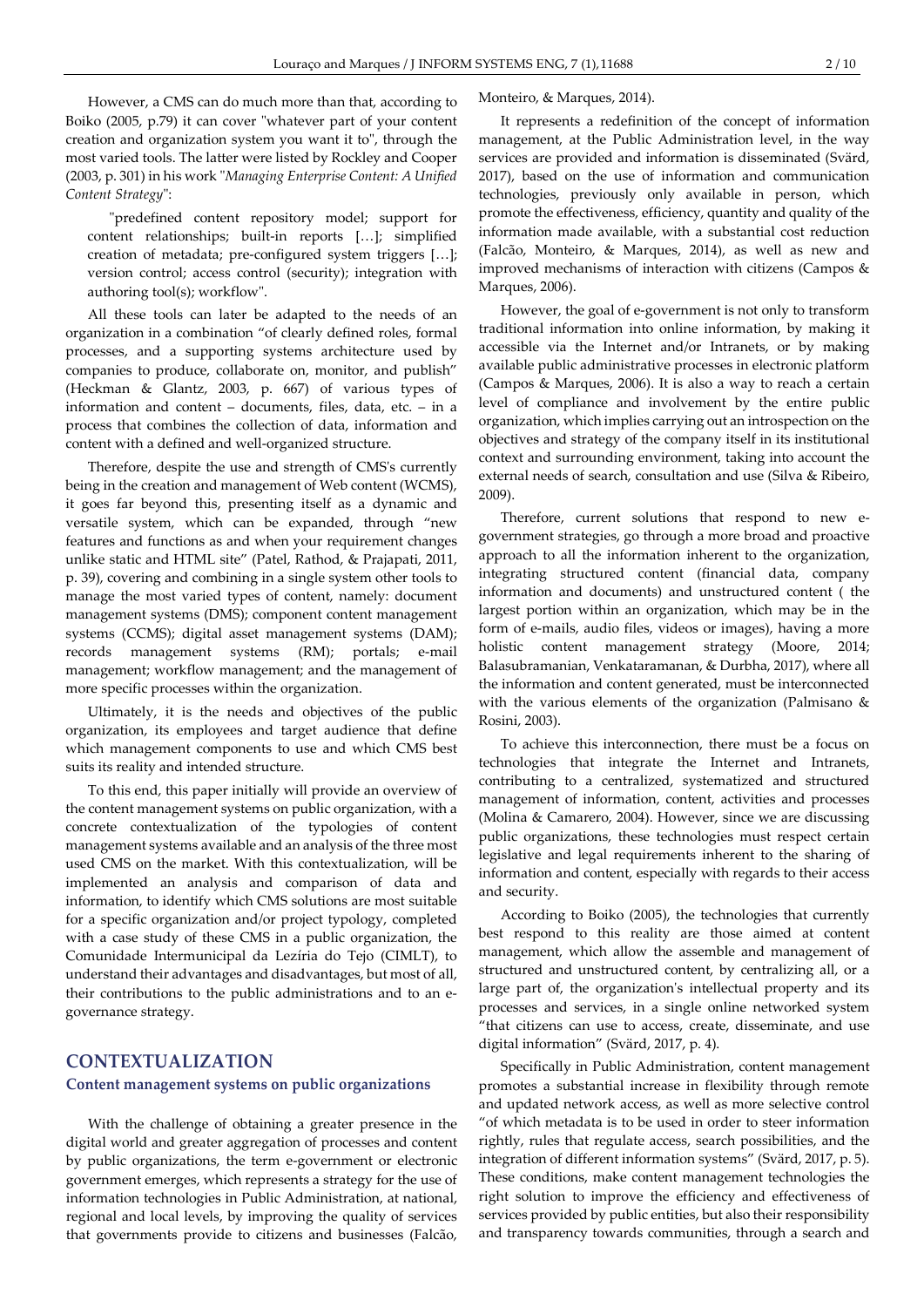However, a CMS can do much more than that, according to Boiko (2005, p.79) it can cover "whatever part of your content creation and organization system you want it to", through the most varied tools. The latter were listed by Rockley and Cooper (2003, p. 301) in his work "*Managing Enterprise Content: A Unified Content Strategy*":

> "predefined content repository model; support for content relationships; built-in reports […]; simplified creation of metadata; pre-configured system triggers […]; version control; access control (security); integration with authoring tool(s); workflow".

All these tools can later be adapted to the needs of an organization in a combination "of clearly defined roles, formal processes, and a supporting systems architecture used by companies to produce, collaborate on, monitor, and publish" (Heckman & Glantz, 2003, p. 667) of various types of information and content – documents, files, data, etc. – in a process that combines the collection of data, information and content with a defined and well-organized structure.

Therefore, despite the use and strength of CMS's currently being in the creation and management of Web content (WCMS), it goes far beyond this, presenting itself as a dynamic and versatile system, which can be expanded, through "new features and functions as and when your requirement changes unlike static and HTML site" (Patel, Rathod, & Prajapati, 2011, p. 39), covering and combining in a single system other tools to manage the most varied types of content, namely: document management systems (DMS); component content management systems (CCMS); digital asset management systems (DAM); records management systems (RM); portals; e-mail management; workflow management; and the management of more specific processes within the organization.

Ultimately, it is the needs and objectives of the public organization, its employees and target audience that define which management components to use and which CMS best suits its reality and intended structure.

To this end, this paper initially will provide an overview of the content management systems on public organization, with a concrete contextualization of the typologies of content management systems available and an analysis of the three most used CMS on the market. With this contextualization, will be implemented an analysis and comparison of data and information, to identify which CMS solutions are most suitable for a specific organization and/or project typology, completed with a case study of these CMS in a public organization, the Comunidade Intermunicipal da Lezíria do Tejo (CIMLT), to understand their advantages and disadvantages, but most of all, their contributions to the public administrations and to an e-governance strategy.

## CONTEXTUALIZATION

### Content management systems on public organizations

With the challenge of obtaining a greater presence in the digital world and greater aggregation of processes and content by public organizations, the term e-government or electronic government emerges, which represents a strategy for the use of information technologies in Public Administration, at national, regional and local levels, by improving the quality of services that governments provide to citizens and businesses (Falcão, Monteiro, & Marques, 2014).

It represents a redefinition of the concept of information management, at the Public Administration level, in the way services are provided and information is disseminated (Svärd, 2017), based on the use of information and communication technologies, previously only available in person, which promote the effectiveness, efficiency, quantity and quality of the information made available, with a substantial cost reduction (Falcão, Monteiro, & Marques, 2014), as well as new and improved mechanisms of interaction with citizens (Campos & Marques, 2006).

However, the goal of e-government is not only to transform traditional information into online information, by making it accessible via the Internet and/or Intranets, or by making available public administrative processes in electronic platform (Campos & Marques, 2006). It is also a way to reach a certain level of compliance and involvement by the entire public organization, which implies carrying out an introspection on the objectives and strategy of the company itself in its institutional context and surrounding environment, taking into account the external needs of search, consultation and use (Silva & Ribeiro, 2009).

Therefore, current solutions that respond to new e-government strategies, go through a more broad and proactive approach to all the information inherent to the organization, integrating structured content (financial data, company information and documents) and unstructured content ( the largest portion within an organization, which may be in the form of e-mails, audio files, videos or images), having a more holistic content management strategy (Moore, 2014; Balasubramanian, Venkataramanan, & Durbha, 2017), where all the information and content generated, must be interconnected with the various elements of the organization (Palmisano & Rosini, 2003).

To achieve this interconnection, there must be a focus on technologies that integrate the Internet and Intranets, contributing to a centralized, systematized and structured management of information, content, activities and processes (Molina & Camarero, 2004). However, since we are discussing public organizations, these technologies must respect certain legislative and legal requirements inherent to the sharing of information and content, especially with regards to their access and security.

According to Boiko (2005), the technologies that currently best respond to this reality are those aimed at content management, which allow the assemble and management of structured and unstructured content, by centralizing all, or a large part of, the organization's intellectual property and its processes and services, in a single online networked system "that citizens can use to access, create, disseminate, and use digital information" (Svärd, 2017, p. 4).

Specifically in Public Administration, content management promotes a substantial increase in flexibility through remote and updated network access, as well as more selective control "of which metadata is to be used in order to steer information rightly, rules that regulate access, search possibilities, and the integration of different information systems" (Svärd, 2017, p. 5). These conditions, make content management technologies the right solution to improve the efficiency and effectiveness of services provided by public entities, but also their responsibility and transparency towards communities, through a search and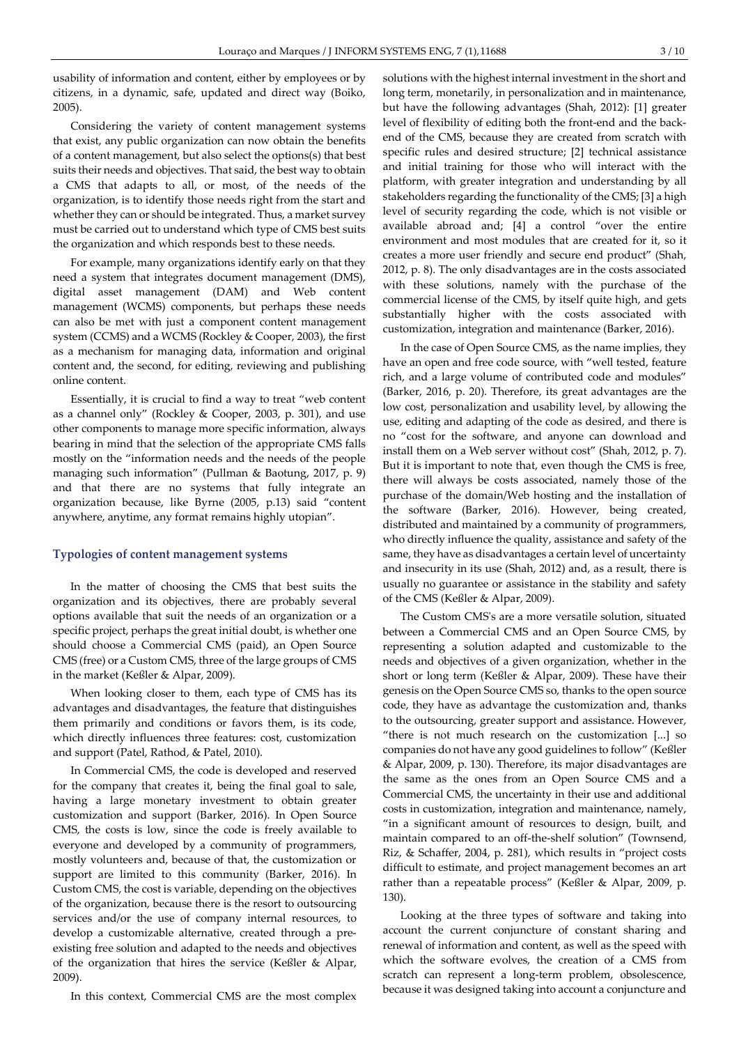usability of information and content, either by employees or by citizens, in a dynamic, safe, updated and direct way (Boiko, 2005).

Considering the variety of content management systems that exist, any public organization can now obtain the benefits of a content management, but also select the options(s) that best suits their needs and objectives. That said, the best way to obtain a CMS that adapts to all, or most, of the needs of the organization, is to identify those needs right from the start and whether they can or should be integrated. Thus, a market survey must be carried out to understand which type of CMS best suits the organization and which responds best to these needs.

For example, many organizations identify early on that they need a system that integrates document management (DMS), digital asset management (DAM) and Web content management (WCMS) components, but perhaps these needs can also be met with just a component content management system (CCMS) and a WCMS (Rockley & Cooper, 2003), the first as a mechanism for managing data, information and original content and, the second, for editing, reviewing and publishing online content.

Essentially, it is crucial to find a way to treat "web content as a channel only" (Rockley & Cooper, 2003, p. 301), and use other components to manage more specific information, always bearing in mind that the selection of the appropriate CMS falls mostly on the "information needs and the needs of the people managing such information" (Pullman & Baotung, 2017, p. 9) and that there are no systems that fully integrate an organization because, like Byrne (2005, p.13) said "content anywhere, anytime, any format remains highly utopian".

### Typologies of content management systems

In the matter of choosing the CMS that best suits the organization and its objectives, there are probably several options available that suit the needs of an organization or a specific project, perhaps the great initial doubt, is whether one should choose a Commercial CMS (paid), an Open Source CMS (free) or a Custom CMS, three of the large groups of CMS in the market (Keßler & Alpar, 2009).

When looking closer to them, each type of CMS has its advantages and disadvantages, the feature that distinguishes them primarily and conditions or favors them, is its code, which directly influences three features: cost, customization and support (Patel, Rathod, & Patel, 2010).

In Commercial CMS, the code is developed and reserved for the company that creates it, being the final goal to sale, having a large monetary investment to obtain greater customization and support (Barker, 2016). In Open Source CMS, the costs is low, since the code is freely available to everyone and developed by a community of programmers, mostly volunteers and, because of that, the customization or support are limited to this community (Barker, 2016). In Custom CMS, the cost is variable, depending on the objectives of the organization, because there is the resort to outsourcing services and/or the use of company internal resources, to develop a customizable alternative, created through a pre-existing free solution and adapted to the needs and objectives of the organization that hires the service (Keßler & Alpar, 2009).

In this context, Commercial CMS are the most complex solutions with the highest internal investment in the short and long term, monetarily, in personalization and in maintenance, but have the following advantages (Shah, 2012): [1] greater level of flexibility of editing both the front-end and the back-end of the CMS, because they are created from scratch with specific rules and desired structure; [2] technical assistance and initial training for those who will interact with the platform, with greater integration and understanding by all stakeholders regarding the functionality of the CMS; [3] a high level of security regarding the code, which is not visible or available abroad and; [4] a control "over the entire environment and most modules that are created for it, so it creates a more user friendly and secure end product" (Shah, 2012, p. 8). The only disadvantages are in the costs associated with these solutions, namely with the purchase of the commercial license of the CMS, by itself quite high, and gets substantially higher with the costs associated with customization, integration and maintenance (Barker, 2016).

In the case of Open Source CMS, as the name implies, they have an open and free code source, with "well tested, feature rich, and a large volume of contributed code and modules" (Barker, 2016, p. 20). Therefore, its great advantages are the low cost, personalization and usability level, by allowing the use, editing and adapting of the code as desired, and there is no "cost for the software, and anyone can download and install them on a Web server without cost" (Shah, 2012, p. 7). But it is important to note that, even though the CMS is free, there will always be costs associated, namely those of the purchase of the domain/Web hosting and the installation of the software (Barker, 2016). However, being created, distributed and maintained by a community of programmers, who directly influence the quality, assistance and safety of the same, they have as disadvantages a certain level of uncertainty and insecurity in its use (Shah, 2012) and, as a result, there is usually no guarantee or assistance in the stability and safety of the CMS (Keßler & Alpar, 2009).

The Custom CMS's are a more versatile solution, situated between a Commercial CMS and an Open Source CMS, by representing a solution adapted and customizable to the needs and objectives of a given organization, whether in the short or long term (Keßler & Alpar, 2009). These have their genesis on the Open Source CMS so, thanks to the open source code, they have as advantage the customization and, thanks to the outsourcing, greater support and assistance. However, "there is not much research on the customization [...] so companies do not have any good guidelines to follow" (Keßler & Alpar, 2009, p. 130). Therefore, its major disadvantages are the same as the ones from an Open Source CMS and a Commercial CMS, the uncertainty in their use and additional costs in customization, integration and maintenance, namely, "in a significant amount of resources to design, built, and maintain compared to an off-the-shelf solution" (Townsend, Riz, & Schaffer, 2004, p. 281), which results in "project costs difficult to estimate, and project management becomes an art rather than a repeatable process" (Keßler & Alpar, 2009, p. 130).

Looking at the three types of software and taking into account the current conjuncture of constant sharing and renewal of information and content, as well as the speed with which the software evolves, the creation of a CMS from scratch can represent a long-term problem, obsolescence, because it was designed taking into account a conjuncture and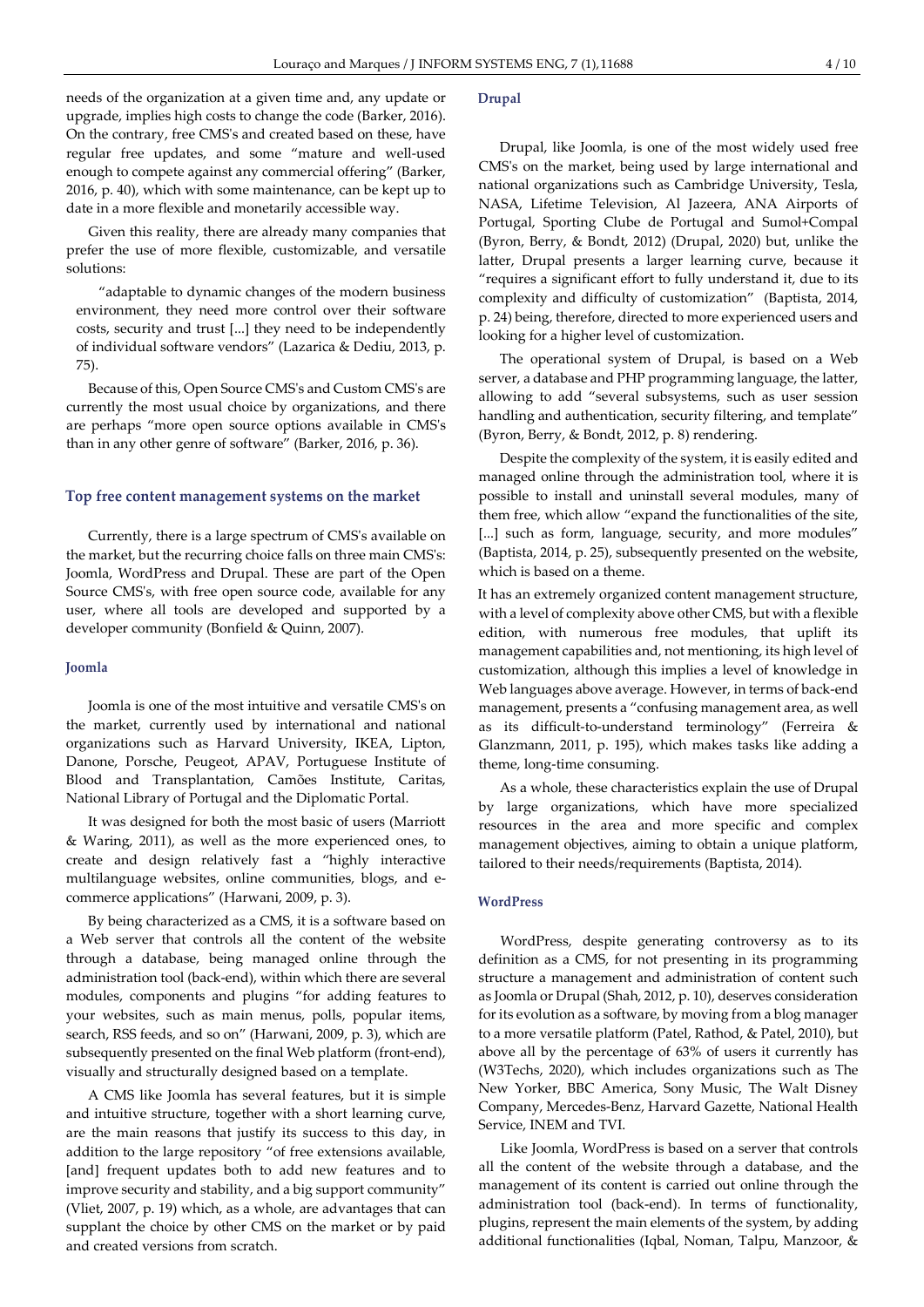needs of the organization at a given time and, any update or upgrade, implies high costs to change the code (Barker, 2016). On the contrary, free CMS's and created based on these, have regular free updates, and some "mature and well-used enough to compete against any commercial offering" (Barker, 2016, p. 40), which with some maintenance, can be kept up to date in a more flexible and monetarily accessible way.

Given this reality, there are already many companies that prefer the use of more flexible, customizable, and versatile solutions:

> "adaptable to dynamic changes of the modern business environment, they need more control over their software costs, security and trust [...] they need to be independently of individual software vendors" (Lazarica & Dediu, 2013, p. 75).

Because of this, Open Source CMS's and Custom CMS's are currently the most usual choice by organizations, and there are perhaps "more open source options available in CMS's than in any other genre of software" (Barker, 2016, p. 36).

## Top free content management systems on the market

Currently, there is a large spectrum of CMS's available on the market, but the recurring choice falls on three main CMS's: Joomla, WordPress and Drupal. These are part of the Open Source CMS's, with free open source code, available for any user, where all tools are developed and supported by a developer community (Bonfield & Quinn, 2007).

### Joomla

Joomla is one of the most intuitive and versatile CMS's on the market, currently used by international and national organizations such as Harvard University, IKEA, Lipton, Danone, Porsche, Peugeot, APAV, Portuguese Institute of Blood and Transplantation, Camões Institute, Caritas, National Library of Portugal and the Diplomatic Portal.

It was designed for both the most basic of users (Marriott & Waring, 2011), as well as the more experienced ones, to create and design relatively fast a "highly interactive multilanguage websites, online communities, blogs, and e-commerce applications" (Harwani, 2009, p. 3).

By being characterized as a CMS, it is a software based on a Web server that controls all the content of the website through a database, being managed online through the administration tool (back-end), within which there are several modules, components and plugins "for adding features to your websites, such as main menus, polls, popular items, search, RSS feeds, and so on" (Harwani, 2009, p. 3), which are subsequently presented on the final Web platform (front-end), visually and structurally designed based on a template.

A CMS like Joomla has several features, but it is simple and intuitive structure, together with a short learning curve, are the main reasons that justify its success to this day, in addition to the large repository "of free extensions available, [and] frequent updates both to add new features and to improve security and stability, and a big support community" (Vliet, 2007, p. 19) which, as a whole, are advantages that can supplant the choice by other CMS on the market or by paid and created versions from scratch.

### Drupal

Drupal, like Joomla, is one of the most widely used free CMS's on the market, being used by large international and national organizations such as Cambridge University, Tesla, NASA, Lifetime Television, Al Jazeera, ANA Airports of Portugal, Sporting Clube de Portugal and Sumol+Compal (Byron, Berry, & Bondt, 2012) (Drupal, 2020) but, unlike the latter, Drupal presents a larger learning curve, because it "requires a significant effort to fully understand it, due to its complexity and difficulty of customization" (Baptista, 2014, p. 24) being, therefore, directed to more experienced users and looking for a higher level of customization.

The operational system of Drupal, is based on a Web server, a database and PHP programming language, the latter, allowing to add "several subsystems, such as user session handling and authentication, security filtering, and template" (Byron, Berry, & Bondt, 2012, p. 8) rendering.

Despite the complexity of the system, it is easily edited and managed online through the administration tool, where it is possible to install and uninstall several modules, many of them free, which allow "expand the functionalities of the site, [...] such as form, language, security, and more modules" (Baptista, 2014, p. 25), subsequently presented on the website, which is based on a theme.

It has an extremely organized content management structure, with a level of complexity above other CMS, but with a flexible edition, with numerous free modules, that uplift its management capabilities and, not mentioning, its high level of customization, although this implies a level of knowledge in Web languages above average. However, in terms of back-end management, presents a "confusing management area, as well as its difficult-to-understand terminology" (Ferreira & Glanzmann, 2011, p. 195), which makes tasks like adding a theme, long-time consuming.

As a whole, these characteristics explain the use of Drupal by large organizations, which have more specialized resources in the area and more specific and complex management objectives, aiming to obtain a unique platform, tailored to their needs/requirements (Baptista, 2014).

### WordPress

WordPress, despite generating controversy as to its definition as a CMS, for not presenting in its programming structure a management and administration of content such as Joomla or Drupal (Shah, 2012, p. 10), deserves consideration for its evolution as a software, by moving from a blog manager to a more versatile platform (Patel, Rathod, & Patel, 2010), but above all by the percentage of 63% of users it currently has (W3Techs, 2020), which includes organizations such as The New Yorker, BBC America, Sony Music, The Walt Disney Company, Mercedes-Benz, Harvard Gazette, National Health Service, INEM and TVI.

Like Joomla, WordPress is based on a server that controls all the content of the website through a database, and the management of its content is carried out online through the administration tool (back-end). In terms of functionality, plugins, represent the main elements of the system, by adding additional functionalities (Iqbal, Noman, Talpu, Manzoor, &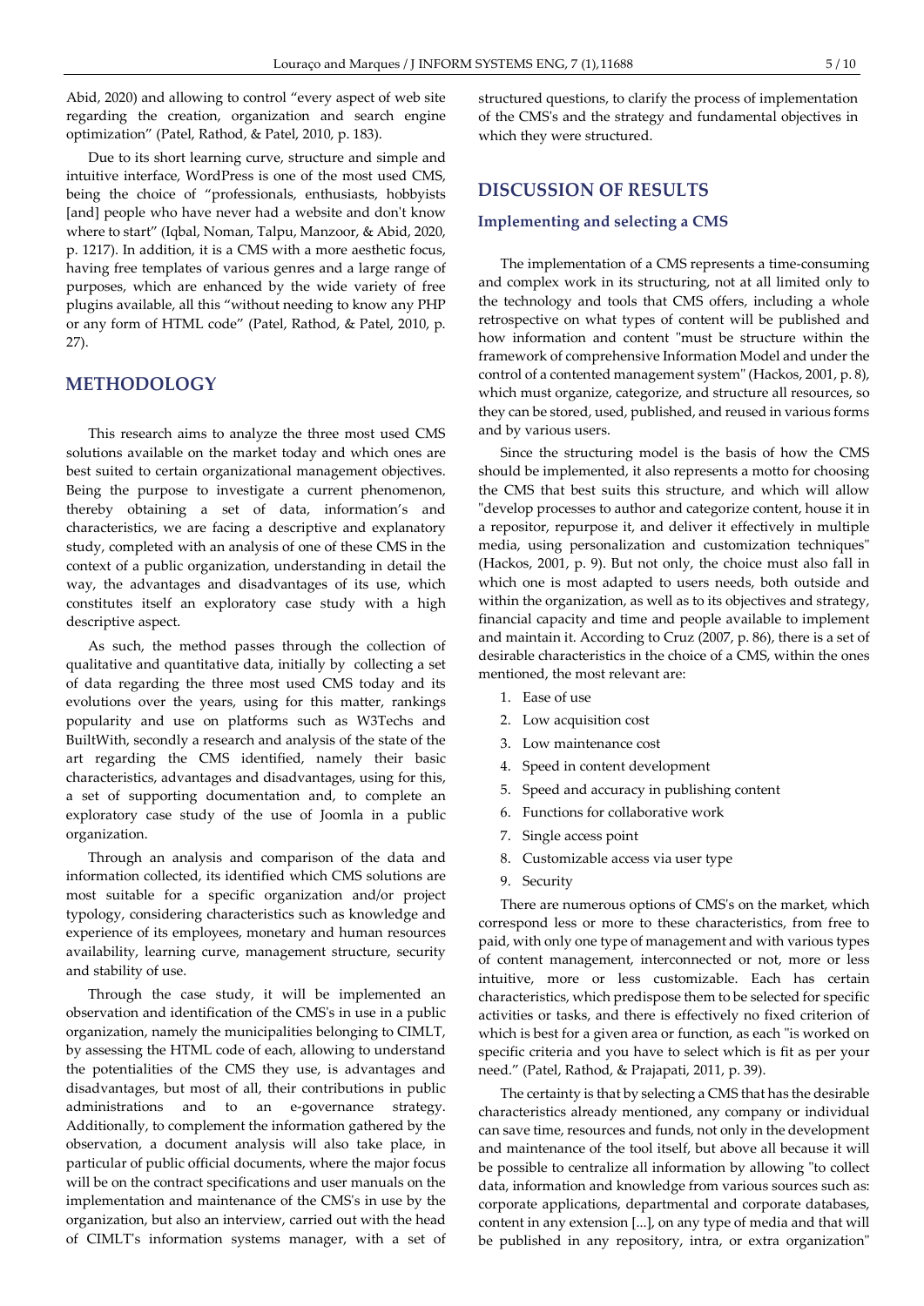Abid, 2020) and allowing to control "every aspect of web site regarding the creation, organization and search engine optimization" (Patel, Rathod, & Patel, 2010, p. 183).

Due to its short learning curve, structure and simple and intuitive interface, WordPress is one of the most used CMS, being the choice of "professionals, enthusiasts, hobbyists [and] people who have never had a website and don't know where to start" (Iqbal, Noman, Talpu, Manzoor, & Abid, 2020, p. 1217). In addition, it is a CMS with a more aesthetic focus, having free templates of various genres and a large range of purposes, which are enhanced by the wide variety of free plugins available, all this "without needing to know any PHP or any form of HTML code" (Patel, Rathod, & Patel, 2010, p. 27).

## METHODOLOGY

This research aims to analyze the three most used CMS solutions available on the market today and which ones are best suited to certain organizational management objectives. Being the purpose to investigate a current phenomenon, thereby obtaining a set of data, information's and characteristics, we are facing a descriptive and explanatory study, completed with an analysis of one of these CMS in the context of a public organization, understanding in detail the way, the advantages and disadvantages of its use, which constitutes itself an exploratory case study with a high descriptive aspect.

As such, the method passes through the collection of qualitative and quantitative data, initially by collecting a set of data regarding the three most used CMS today and its evolutions over the years, using for this matter, rankings popularity and use on platforms such as W3Techs and BuiltWith, secondly a research and analysis of the state of the art regarding the CMS identified, namely their basic characteristics, advantages and disadvantages, using for this, a set of supporting documentation and, to complete an exploratory case study of the use of Joomla in a public organization.

Through an analysis and comparison of the data and information collected, its identified which CMS solutions are most suitable for a specific organization and/or project typology, considering characteristics such as knowledge and experience of its employees, monetary and human resources availability, learning curve, management structure, security and stability of use.

Through the case study, it will be implemented an observation and identification of the CMS's in use in a public organization, namely the municipalities belonging to CIMLT, by assessing the HTML code of each, allowing to understand the potentialities of the CMS they use, is advantages and disadvantages, but most of all, their contributions in public administrations and to an e-governance strategy. Additionally, to complement the information gathered by the observation, a document analysis will also take place, in particular of public official documents, where the major focus will be on the contract specifications and user manuals on the implementation and maintenance of the CMS's in use by the organization, but also an interview, carried out with the head of CIMLT's information systems manager, with a set of structured questions, to clarify the process of implementation of the CMS's and the strategy and fundamental objectives in which they were structured.

## DISCUSSION OF RESULTS

### Implementing and selecting a CMS

The implementation of a CMS represents a time-consuming and complex work in its structuring, not at all limited only to the technology and tools that CMS offers, including a whole retrospective on what types of content will be published and how information and content "must be structure within the framework of comprehensive Information Model and under the control of a contented management system" (Hackos, 2001, p. 8), which must organize, categorize, and structure all resources, so they can be stored, used, published, and reused in various forms and by various users.

Since the structuring model is the basis of how the CMS should be implemented, it also represents a motto for choosing the CMS that best suits this structure, and which will allow "develop processes to author and categorize content, house it in a repositor, repurpose it, and deliver it effectively in multiple media, using personalization and customization techniques" (Hackos, 2001, p. 9). But not only, the choice must also fall in which one is most adapted to users needs, both outside and within the organization, as well as to its objectives and strategy, financial capacity and time and people available to implement and maintain it. According to Cruz (2007, p. 86), there is a set of desirable characteristics in the choice of a CMS, within the ones mentioned, the most relevant are:

1. Ease of use
2. Low acquisition cost
3. Low maintenance cost
4. Speed in content development
5. Speed and accuracy in publishing content
6. Functions for collaborative work
7. Single access point
8. Customizable access via user type
9. Security

There are numerous options of CMS's on the market, which correspond less or more to these characteristics, from free to paid, with only one type of management and with various types of content management, interconnected or not, more or less intuitive, more or less customizable. Each has certain characteristics, which predispose them to be selected for specific activities or tasks, and there is effectively no fixed criterion of which is best for a given area or function, as each "is worked on specific criteria and you have to select which is fit as per your need." (Patel, Rathod, & Prajapati, 2011, p. 39).

The certainty is that by selecting a CMS that has the desirable characteristics already mentioned, any company or individual can save time, resources and funds, not only in the development and maintenance of the tool itself, but above all because it will be possible to centralize all information by allowing "to collect data, information and knowledge from various sources such as: corporate applications, departmental and corporate databases, content in any extension [...], on any type of media and that will be published in any repository, intra, or extra organization"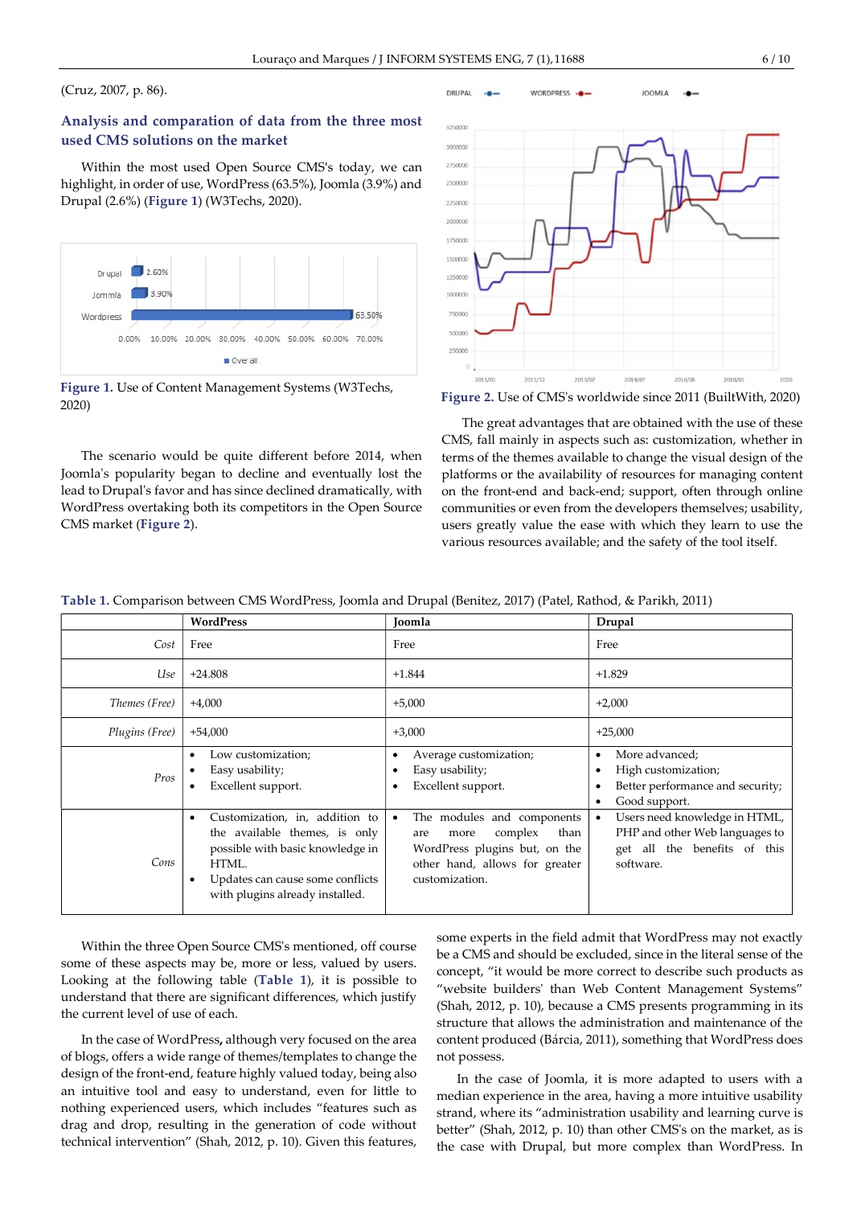(Cruz, 2007, p. 86).

## Analysis and comparation of data from the three most used CMS solutions on the market

Within the most used Open Source CMS's today, we can highlight, in order of use, WordPress (63.5%), Joomla (3.9%) and Drupal (2.6%) (**Figure 1**) (W3Techs, 2020).

**Figure 1.** Use of Content Management Systems (W3Techs, 2020)

The scenario would be quite different before 2014, when Joomla's popularity began to decline and eventually lost the lead to Drupal's favor and has since declined dramatically, with WordPress overtaking both its competitors in the Open Source CMS market (**Figure 2**).

**Figure 2.** Use of CMS's worldwide since 2011 (BuiltWith, 2020)

The great advantages that are obtained with the use of these CMS, fall mainly in aspects such as: customization, whether in terms of the themes available to change the visual design of the platforms or the availability of resources for managing content on the front-end and back-end; support, often through online communities or even from the developers themselves; usability, users greatly value the ease with which they learn to use the various resources available; and the safety of the tool itself.

**Table 1.** Comparison between CMS WordPress, Joomla and Drupal (Benitez, 2017) (Patel, Rathod, & Parikh, 2011)

| | WordPress | Joomla | Drupal |
|---|---|---|---|
| *Cost* | Free | Free | Free |
| *Use* | +24.808 | +1.844 | +1.829 |
| *Themes (Free)* | +4,000 | +5,000 | +2,000 |
| *Plugins (Free)* | +54,000 | +3,000 | +25,000 |
| *Pros* | • Low customization;<br>• Easy usability;<br>• Excellent support. | • Average customization;<br>• Easy usability;<br>• Excellent support. | • More advanced;<br>• High customization;<br>• Better performance and security;<br>• Good support. |
| *Cons* | • Customization, in, addition to the available themes, is only possible with basic knowledge in HTML.<br>• Updates can cause some conflicts with plugins already installed. | • The modules and components are more complex than WordPress plugins but, on the other hand, allows for greater customization. | • Users need knowledge in HTML, PHP and other Web languages to get all the benefits of this software. |

Within the three Open Source CMS's mentioned, off course some of these aspects may be, more or less, valued by users. Looking at the following table (**Table 1**), it is possible to understand that there are significant differences, which justify the current level of use of each.

In the case of WordPress**,** although very focused on the area of blogs, offers a wide range of themes/templates to change the design of the front-end, feature highly valued today, being also an intuitive tool and easy to understand, even for little to nothing experienced users, which includes "features such as drag and drop, resulting in the generation of code without technical intervention" (Shah, 2012, p. 10). Given this features, some experts in the field admit that WordPress may not exactly be a CMS and should be excluded, since in the literal sense of the concept, "it would be more correct to describe such products as "website builders' than Web Content Management Systems" (Shah, 2012, p. 10), because a CMS presents programming in its structure that allows the administration and maintenance of the content produced (Bárcia, 2011), something that WordPress does not possess.

In the case of Joomla, it is more adapted to users with a median experience in the area, having a more intuitive usability strand, where its "administration usability and learning curve is better" (Shah, 2012, p. 10) than other CMS's on the market, as is the case with Drupal, but more complex than WordPress. In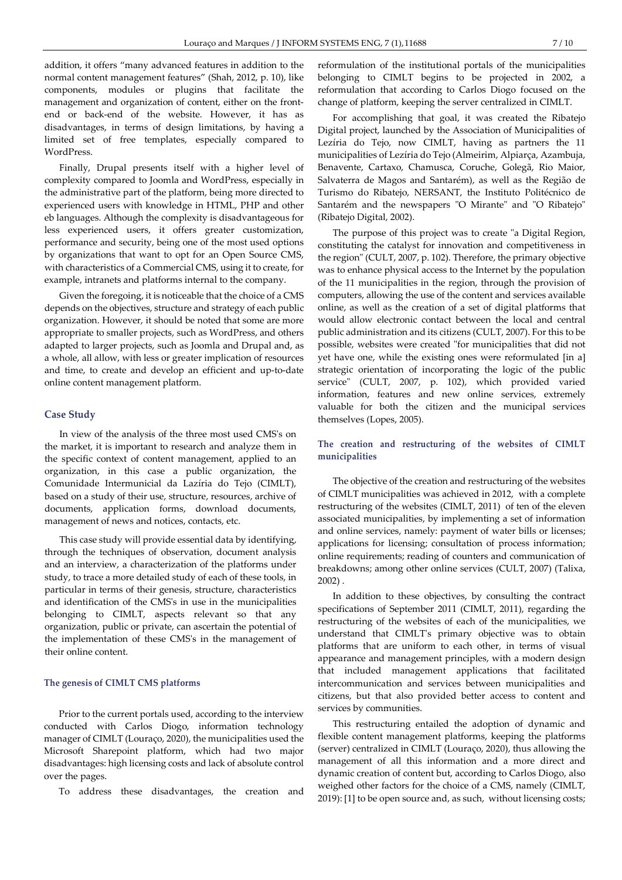addition, it offers "many advanced features in addition to the normal content management features" (Shah, 2012, p. 10), like components, modules or plugins that facilitate the management and organization of content, either on the front-end or back-end of the website. However, it has as disadvantages, in terms of design limitations, by having a limited set of free templates, especially compared to WordPress.

Finally, Drupal presents itself with a higher level of complexity compared to Joomla and WordPress, especially in the administrative part of the platform, being more directed to experienced users with knowledge in HTML, PHP and other eb languages. Although the complexity is disadvantageous for less experienced users, it offers greater customization, performance and security, being one of the most used options by organizations that want to opt for an Open Source CMS, with characteristics of a Commercial CMS, using it to create, for example, intranets and platforms internal to the company.

Given the foregoing, it is noticeable that the choice of a CMS depends on the objectives, structure and strategy of each public organization. However, it should be noted that some are more appropriate to smaller projects, such as WordPress, and others adapted to larger projects, such as Joomla and Drupal and, as a whole, all allow, with less or greater implication of resources and time, to create and develop an efficient and up-to-date online content management platform.

## Case Study

In view of the analysis of the three most used CMS's on the market, it is important to research and analyze them in the specific context of content management, applied to an organization, in this case a public organization, the Comunidade Intermunicial da Lazíria do Tejo (CIMLT), based on a study of their use, structure, resources, archive of documents, application forms, download documents, management of news and notices, contacts, etc.

This case study will provide essential data by identifying, through the techniques of observation, document analysis and an interview, a characterization of the platforms under study, to trace a more detailed study of each of these tools, in particular in terms of their genesis, structure, characteristics and identification of the CMS's in use in the municipalities belonging to CIMLT, aspects relevant so that any organization, public or private, can ascertain the potential of the implementation of these CMS's in the management of their online content.

### The genesis of CIMLT CMS platforms

Prior to the current portals used, according to the interview conducted with Carlos Diogo, information technology manager of CIMLT (Louraço, 2020), the municipalities used the Microsoft Sharepoint platform, which had two major disadvantages: high licensing costs and lack of absolute control over the pages.

To address these disadvantages, the creation and reformulation of the institutional portals of the municipalities belonging to CIMLT begins to be projected in 2002, a reformulation that according to Carlos Diogo focused on the change of platform, keeping the server centralized in CIMLT.

For accomplishing that goal, it was created the Ribatejo Digital project, launched by the Association of Municipalities of Lezíria do Tejo, now CIMLT, having as partners the 11 municipalities of Lezíria do Tejo (Almeirim, Alpiarça, Azambuja, Benavente, Cartaxo, Chamusca, Coruche, Golegã, Rio Maior, Salvaterra de Magos and Santarém), as well as the Região de Turismo do Ribatejo, NERSANT, the Instituto Politécnico de Santarém and the newspapers "O Mirante" and "O Ribatejo" (Ribatejo Digital, 2002).

The purpose of this project was to create "a Digital Region, constituting the catalyst for innovation and competitiveness in the region" (CULT, 2007, p. 102). Therefore, the primary objective was to enhance physical access to the Internet by the population of the 11 municipalities in the region, through the provision of computers, allowing the use of the content and services available online, as well as the creation of a set of digital platforms that would allow electronic contact between the local and central public administration and its citizens (CULT, 2007). For this to be possible, websites were created "for municipalities that did not yet have one, while the existing ones were reformulated [in a] strategic orientation of incorporating the logic of the public service" (CULT, 2007, p. 102), which provided varied information, features and new online services, extremely valuable for both the citizen and the municipal services themselves (Lopes, 2005).

### The creation and restructuring of the websites of CIMLT municipalities

The objective of the creation and restructuring of the websites of CIMLT municipalities was achieved in 2012, with a complete restructuring of the websites (CIMLT, 2011) of ten of the eleven associated municipalities, by implementing a set of information and online services, namely: payment of water bills or licenses; applications for licensing; consultation of process information; online requirements; reading of counters and communication of breakdowns; among other online services (CULT, 2007) (Talixa, 2002) .

In addition to these objectives, by consulting the contract specifications of September 2011 (CIMLT, 2011), regarding the restructuring of the websites of each of the municipalities, we understand that CIMLT's primary objective was to obtain platforms that are uniform to each other, in terms of visual appearance and management principles, with a modern design that included management applications that facilitated intercommunication and services between municipalities and citizens, but that also provided better access to content and services by communities.

This restructuring entailed the adoption of dynamic and flexible content management platforms, keeping the platforms (server) centralized in CIMLT (Louraço, 2020), thus allowing the management of all this information and a more direct and dynamic creation of content but, according to Carlos Diogo, also weighed other factors for the choice of a CMS, namely (CIMLT, 2019): [1] to be open source and, as such, without licensing costs;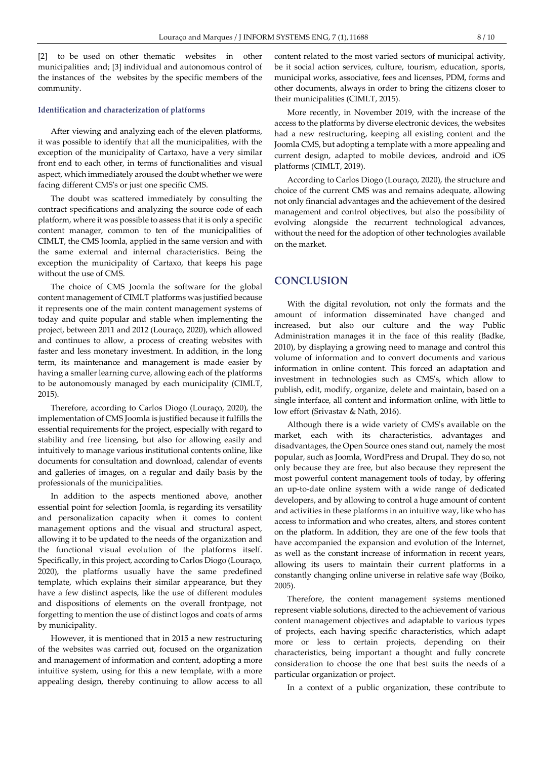[2] to be used on other thematic websites in other municipalities and; [3] individual and autonomous control of the instances of the websites by the specific members of the community.

#### Identification and characterization of platforms

After viewing and analyzing each of the eleven platforms, it was possible to identify that all the municipalities, with the exception of the municipality of Cartaxo, have a very similar front end to each other, in terms of functionalities and visual aspect, which immediately aroused the doubt whether we were facing different CMS's or just one specific CMS.

The doubt was scattered immediately by consulting the contract specifications and analyzing the source code of each platform, where it was possible to assess that it is only a specific content manager, common to ten of the municipalities of CIMLT, the CMS Joomla, applied in the same version and with the same external and internal characteristics. Being the exception the municipality of Cartaxo, that keeps his page without the use of CMS.

The choice of CMS Joomla the software for the global content management of CIMLT platforms was justified because it represents one of the main content management systems of today and quite popular and stable when implementing the project, between 2011 and 2012 (Louraço, 2020), which allowed and continues to allow, a process of creating websites with faster and less monetary investment. In addition, in the long term, its maintenance and management is made easier by having a smaller learning curve, allowing each of the platforms to be autonomously managed by each municipality (CIMLT, 2015).

Therefore, according to Carlos Diogo (Louraço, 2020), the implementation of CMS Joomla is justified because it fulfills the essential requirements for the project, especially with regard to stability and free licensing, but also for allowing easily and intuitively to manage various institutional contents online, like documents for consultation and download, calendar of events and galleries of images, on a regular and daily basis by the professionals of the municipalities.

In addition to the aspects mentioned above, another essential point for selection Joomla, is regarding its versatility and personalization capacity when it comes to content management options and the visual and structural aspect, allowing it to be updated to the needs of the organization and the functional visual evolution of the platforms itself. Specifically, in this project, according to Carlos Diogo (Louraço, 2020), the platforms usually have the same predefined template, which explains their similar appearance, but they have a few distinct aspects, like the use of different modules and dispositions of elements on the overall frontpage, not forgetting to mention the use of distinct logos and coats of arms by municipality.

However, it is mentioned that in 2015 a new restructuring of the websites was carried out, focused on the organization and management of information and content, adopting a more intuitive system, using for this a new template, with a more appealing design, thereby continuing to allow access to all content related to the most varied sectors of municipal activity, be it social action services, culture, tourism, education, sports, municipal works, associative, fees and licenses, PDM, forms and other documents, always in order to bring the citizens closer to their municipalities (CIMLT, 2015).

More recently, in November 2019, with the increase of the access to the platforms by diverse electronic devices, the websites had a new restructuring, keeping all existing content and the Joomla CMS, but adopting a template with a more appealing and current design, adapted to mobile devices, android and iOS platforms (CIMLT, 2019).

According to Carlos Diogo (Louraço, 2020), the structure and choice of the current CMS was and remains adequate, allowing not only financial advantages and the achievement of the desired management and control objectives, but also the possibility of evolving alongside the recurrent technological advances, without the need for the adoption of other technologies available on the market.

## CONCLUSION

With the digital revolution, not only the formats and the amount of information disseminated have changed and increased, but also our culture and the way Public Administration manages it in the face of this reality (Badke, 2010), by displaying a growing need to manage and control this volume of information and to convert documents and various information in online content. This forced an adaptation and investment in technologies such as CMS's, which allow to publish, edit, modify, organize, delete and maintain, based on a single interface, all content and information online, with little to low effort (Srivastav & Nath, 2016).

Although there is a wide variety of CMS's available on the market, each with its characteristics, advantages and disadvantages, the Open Source ones stand out, namely the most popular, such as Joomla, WordPress and Drupal. They do so, not only because they are free, but also because they represent the most powerful content management tools of today, by offering an up-to-date online system with a wide range of dedicated developers, and by allowing to control a huge amount of content and activities in these platforms in an intuitive way, like who has access to information and who creates, alters, and stores content on the platform. In addition, they are one of the few tools that have accompanied the expansion and evolution of the Internet, as well as the constant increase of information in recent years, allowing its users to maintain their current platforms in a constantly changing online universe in relative safe way (Boiko, 2005).

Therefore, the content management systems mentioned represent viable solutions, directed to the achievement of various content management objectives and adaptable to various types of projects, each having specific characteristics, which adapt more or less to certain projects, depending on their characteristics, being important a thought and fully concrete consideration to choose the one that best suits the needs of a particular organization or project.

In a context of a public organization, these contribute to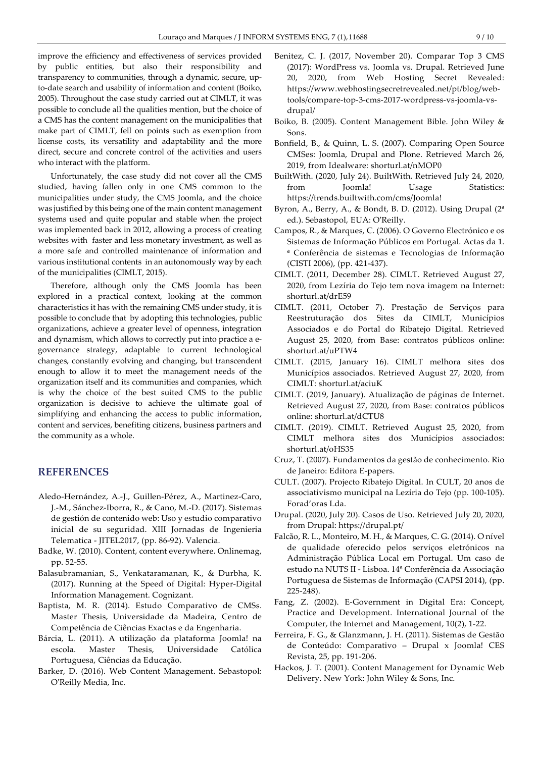improve the efficiency and effectiveness of services provided by public entities, but also their responsibility and transparency to communities, through a dynamic, secure, up-to-date search and usability of information and content (Boiko, 2005). Throughout the case study carried out at CIMLT, it was possible to conclude all the qualities mention, but the choice of a CMS has the content management on the municipalities that make part of CIMLT, fell on points such as exemption from license costs, its versatility and adaptability and the more direct, secure and concrete control of the activities and users who interact with the platform.

Unfortunately, the case study did not cover all the CMS studied, having fallen only in one CMS common to the municipalities under study, the CMS Joomla, and the choice was justified by this being one of the main content management systems used and quite popular and stable when the project was implemented back in 2012, allowing a process of creating websites with faster and less monetary investment, as well as a more safe and controlled maintenance of information and various institutional contents in an autonomously way by each of the municipalities (CIMLT, 2015).

Therefore, although only the CMS Joomla has been explored in a practical context, looking at the common characteristics it has with the remaining CMS under study, it is possible to conclude that by adopting this technologies, public organizations, achieve a greater level of openness, integration and dynamism, which allows to correctly put into practice a e-governance strategy, adaptable to current technological changes, constantly evolving and changing, but transcendent enough to allow it to meet the management needs of the organization itself and its communities and companies, which is why the choice of the best suited CMS to the public organization is decisive to achieve the ultimate goal of simplifying and enhancing the access to public information, content and services, benefiting citizens, business partners and the community as a whole.

## REFERENCES

Aledo-Hernández, A.-J., Guillen-Pérez, A., Martinez-Caro, J.-M., Sánchez-Iborra, R., & Cano, M.-D. (2017). Sistemas de gestión de contenido web: Uso y estudio comparativo inicial de su seguridad. XIII Jornadas de Ingenieria Telematica - JITEL2017, (pp. 86-92). Valencia.

Badke, W. (2010). Content, content everywhere. Onlinemag, pp. 52-55.

Balasubramanian, S., Venkataramanan, K., & Durbha, K. (2017). Running at the Speed of Digital: Hyper-Digital Information Management. Cognizant.

Baptista, M. R. (2014). Estudo Comparativo de CMSs. Master Thesis, Universidade da Madeira, Centro de Competência de Ciências Exactas e da Engenharia.

Bárcia, L. (2011). A utilização da plataforma Joomla! na escola. Master Thesis, Universidade Católica Portuguesa, Ciências da Educação.

Barker, D. (2016). Web Content Management. Sebastopol: O'Reilly Media, Inc.

Benitez, C. J. (2017, November 20). Comparar Top 3 CMS (2017): WordPress vs. Joomla vs. Drupal. Retrieved June 20, 2020, from Web Hosting Secret Revealed: https://www.webhostingsecretrevealed.net/pt/blog/web-tools/compare-top-3-cms-2017-wordpress-vs-joomla-vs-drupal/

Boiko, B. (2005). Content Management Bible. John Wiley & Sons.

Bonfield, B., & Quinn, L. S. (2007). Comparing Open Source CMSes: Joomla, Drupal and Plone. Retrieved March 26, 2019, from Idealware: shorturl.at/nMOP0

BuiltWith. (2020, July 24). BuiltWith. Retrieved July 24, 2020, from Joomla! Usage Statistics: https://trends.builtwith.com/cms/Joomla!

Byron, A., Berry, A., & Bondt, B. D. (2012). Using Drupal (2ª ed.). Sebastopol, EUA: O'Reilly.

Campos, R., & Marques, C. (2006). O Governo Electrónico e os Sistemas de Informação Públicos em Portugal. Actas da 1.ª Conferência de sistemas e Tecnologias de Informação (CISTI 2006), (pp. 421-437).

CIMLT. (2011, December 28). CIMLT. Retrieved August 27, 2020, from Lezíria do Tejo tem nova imagem na Internet: shorturl.at/drE59

CIMLT. (2011, October 7). Prestação de Serviços para Reestruturação dos Sites da CIMLT, Municípios Associados e do Portal do Ribatejo Digital. Retrieved August 25, 2020, from Base: contratos públicos online: shorturl.at/uPTW4

CIMLT. (2015, January 16). CIMLT melhora sites dos Municípios associados. Retrieved August 27, 2020, from CIMLT: shorturl.at/aciuK

CIMLT. (2019, January). Atualização de páginas de Internet. Retrieved August 27, 2020, from Base: contratos públicos online: shorturl.at/dCTU8

CIMLT. (2019). CIMLT. Retrieved August 25, 2020, from CIMLT melhora sites dos Municípios associados: shorturl.at/oHS35

Cruz, T. (2007). Fundamentos da gestão de conhecimento. Rio de Janeiro: Editora E-papers.

CULT. (2007). Projecto Ribatejo Digital. In CULT, 20 anos de associativismo municipal na Lezíria do Tejo (pp. 100-105). Forad'oras Lda.

Drupal. (2020, July 20). Casos de Uso. Retrieved July 20, 2020, from Drupal: https://drupal.pt/

Falcão, R. L., Monteiro, M. H., & Marques, C. G. (2014). O nível de qualidade oferecido pelos serviços eletrónicos na Administração Pública Local em Portugal. Um caso de estudo na NUTS II - Lisboa. 14ª Conferência da Associação Portuguesa de Sistemas de Informação (CAPSI 2014), (pp. 225-248).

Fang, Z. (2002). E-Government in Digital Era: Concept, Practice and Development. International Journal of the Computer, the Internet and Management, 10(2), 1-22.

Ferreira, F. G., & Glanzmann, J. H. (2011). Sistemas de Gestão de Conteúdo: Comparativo – Drupal x Joomla! CES Revista, 25, pp. 191-206.

Hackos, J. T. (2001). Content Management for Dynamic Web Delivery. New York: John Wiley & Sons, Inc.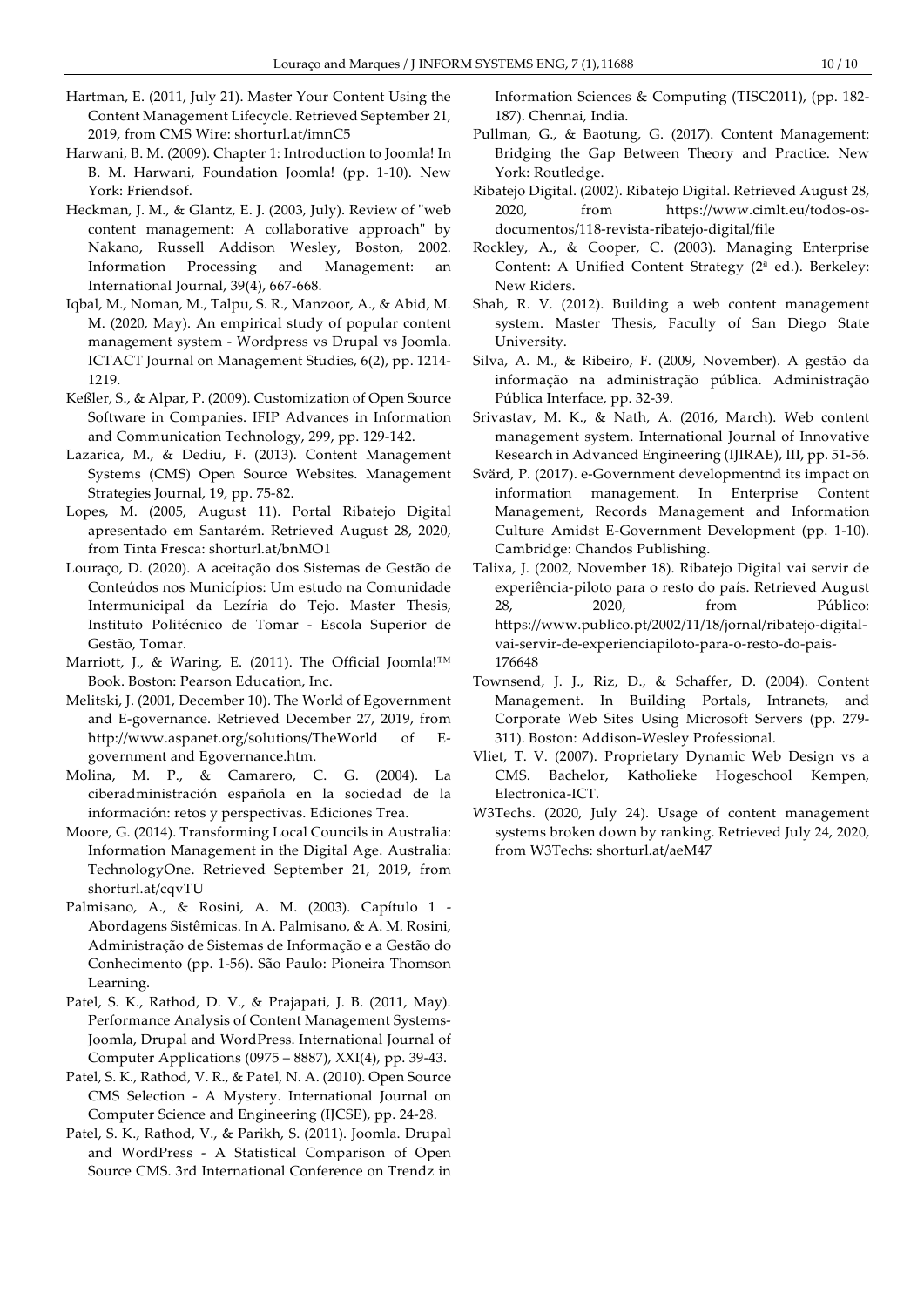Hartman, E. (2011, July 21). Master Your Content Using the Content Management Lifecycle. Retrieved September 21, 2019, from CMS Wire: shorturl.at/imnC5

Harwani, B. M. (2009). Chapter 1: Introduction to Joomla! In B. M. Harwani, Foundation Joomla! (pp. 1-10). New York: Friendsof.

Heckman, J. M., & Glantz, E. J. (2003, July). Review of "web content management: A collaborative approach" by Nakano, Russell Addison Wesley, Boston, 2002. Information Processing and Management: an International Journal, 39(4), 667-668.

Iqbal, M., Noman, M., Talpu, S. R., Manzoor, A., & Abid, M. M. (2020, May). An empirical study of popular content management system - Wordpress vs Drupal vs Joomla. ICTACT Journal on Management Studies, 6(2), pp. 1214-1219.

Keßler, S., & Alpar, P. (2009). Customization of Open Source Software in Companies. IFIP Advances in Information and Communication Technology, 299, pp. 129-142.

Lazarica, M., & Dediu, F. (2013). Content Management Systems (CMS) Open Source Websites. Management Strategies Journal, 19, pp. 75-82.

Lopes, M. (2005, August 11). Portal Ribatejo Digital apresentado em Santarém. Retrieved August 28, 2020, from Tinta Fresca: shorturl.at/bnMO1

Louraço, D. (2020). A aceitação dos Sistemas de Gestão de Conteúdos nos Municípios: Um estudo na Comunidade Intermunicipal da Lezíria do Tejo. Master Thesis, Instituto Politécnico de Tomar - Escola Superior de Gestão, Tomar.

Marriott, J., & Waring, E. (2011). The Official Joomla!™ Book. Boston: Pearson Education, Inc.

Melitski, J. (2001, December 10). The World of Egovernment and E-governance. Retrieved December 27, 2019, from http://www.aspanet.org/solutions/TheWorld of E-government and Egovernance.htm.

Molina, M. P., & Camarero, C. G. (2004). La ciberadministración española en la sociedad de la información: retos y perspectivas. Ediciones Trea.

Moore, G. (2014). Transforming Local Councils in Australia: Information Management in the Digital Age. Australia: TechnologyOne. Retrieved September 21, 2019, from shorturl.at/cqvTU

Palmisano, A., & Rosini, A. M. (2003). Capítulo 1 - Abordagens Sistêmicas. In A. Palmisano, & A. M. Rosini, Administração de Sistemas de Informação e a Gestão do Conhecimento (pp. 1-56). São Paulo: Pioneira Thomson Learning.

Patel, S. K., Rathod, D. V., & Prajapati, J. B. (2011, May). Performance Analysis of Content Management Systems-Joomla, Drupal and WordPress. International Journal of Computer Applications (0975 – 8887), XXI(4), pp. 39-43.

Patel, S. K., Rathod, V. R., & Patel, N. A. (2010). Open Source CMS Selection - A Mystery. International Journal on Computer Science and Engineering (IJCSE), pp. 24-28.

Patel, S. K., Rathod, V., & Parikh, S. (2011). Joomla. Drupal and WordPress - A Statistical Comparison of Open Source CMS. 3rd International Conference on Trendz in Information Sciences & Computing (TISC2011), (pp. 182-187). Chennai, India.

Pullman, G., & Baotung, G. (2017). Content Management: Bridging the Gap Between Theory and Practice. New York: Routledge.

Ribatejo Digital. (2002). Ribatejo Digital. Retrieved August 28, 2020, from https://www.cimlt.eu/todos-os-documentos/118-revista-ribatejo-digital/file

Rockley, A., & Cooper, C. (2003). Managing Enterprise Content: A Unified Content Strategy (2ª ed.). Berkeley: New Riders.

Shah, R. V. (2012). Building a web content management system. Master Thesis, Faculty of San Diego State University.

Silva, A. M., & Ribeiro, F. (2009, November). A gestão da informação na administração pública. Administração Pública Interface, pp. 32-39.

Srivastav, M. K., & Nath, A. (2016, March). Web content management system. International Journal of Innovative Research in Advanced Engineering (IJIRAE), III, pp. 51-56.

Svärd, P. (2017). e-Government developmentnd its impact on information management. In Enterprise Content Management, Records Management and Information Culture Amidst E-Government Development (pp. 1-10). Cambridge: Chandos Publishing.

Talixa, J. (2002, November 18). Ribatejo Digital vai servir de experiência-piloto para o resto do país. Retrieved August 28, 2020, from Público: https://www.publico.pt/2002/11/18/jornal/ribatejo-digital-vai-servir-de-experienciapiloto-para-o-resto-do-pais-176648

Townsend, J. J., Riz, D., & Schaffer, D. (2004). Content Management. In Building Portals, Intranets, and Corporate Web Sites Using Microsoft Servers (pp. 279-311). Boston: Addison-Wesley Professional.

Vliet, T. V. (2007). Proprietary Dynamic Web Design vs a CMS. Bachelor, Katholieke Hogeschool Kempen, Electronica-ICT.

W3Techs. (2020, July 24). Usage of content management systems broken down by ranking. Retrieved July 24, 2020, from W3Techs: shorturl.at/aeM47